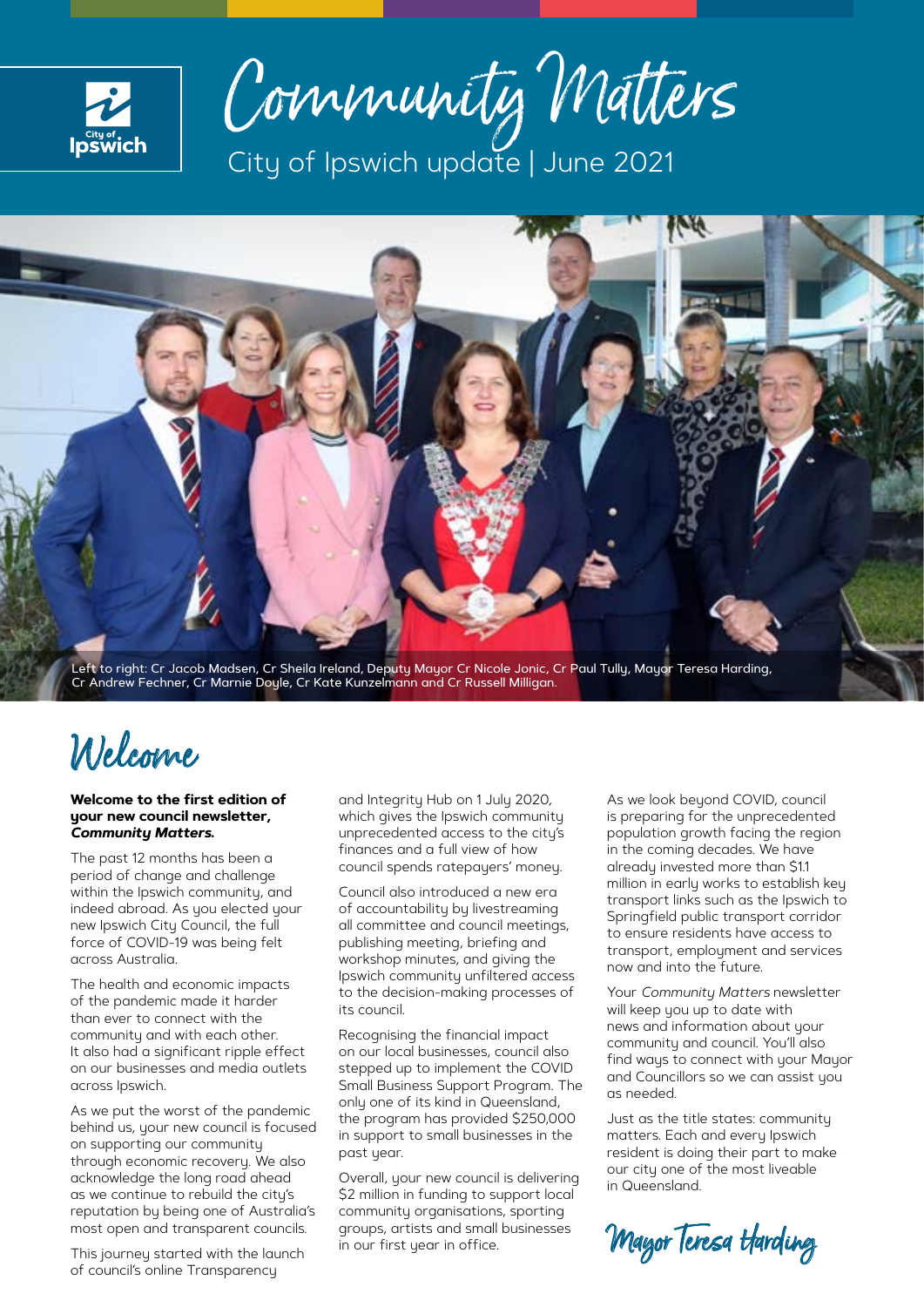City of Ipswich

# Community Matters

City of Ipswich update | June 2021

Left to right: Cr Jacob Madsen, Cr Sheila Ireland, Deputy Mayor Cr Nicole Jonic, Cr Paul Tully, Mayor Teresa Harding, Cr Andrew Fechner, Cr Marnie Doyle, Cr Kate Kunzelmann and Cr Russell Milligan.

## Welcome

**Welcome to the first edition of your new council newsletter, *Community Matters*.**

The past 12 months has been a period of change and challenge within the Ipswich community, and indeed abroad. As you elected your new Ipswich City Council, the full force of COVID-19 was being felt across Australia.

The health and economic impacts of the pandemic made it harder than ever to connect with the community and with each other. It also had a significant ripple effect on our businesses and media outlets across Ipswich.

As we put the worst of the pandemic behind us, your new council is focused on supporting our community through economic recovery. We also acknowledge the long road ahead as we continue to rebuild the city's reputation by being one of Australia's most open and transparent councils.

This journey started with the launch of council's online Transparency and Integrity Hub on 1 July 2020, which gives the Ipswich community unprecedented access to the city's finances and a full view of how council spends ratepayers' money.

Council also introduced a new era of accountability by livestreaming all committee and council meetings, publishing meeting, briefing and workshop minutes, and giving the Ipswich community unfiltered access to the decision-making processes of its council.

Recognising the financial impact on our local businesses, council also stepped up to implement the COVID Small Business Support Program. The only one of its kind in Queensland, the program has provided $250,000 in support to small businesses in the past year.

Overall, your new council is delivering $2 million in funding to support local community organisations, sporting groups, artists and small businesses in our first year in office.

As we look beyond COVID, council is preparing for the unprecedented population growth facing the region in the coming decades. We have already invested more than $1.1 million in early works to establish key transport links such as the Ipswich to Springfield public transport corridor to ensure residents have access to transport, employment and services now and into the future.

Your *Community Matters* newsletter will keep you up to date with news and information about your community and council. You'll also find ways to connect with your Mayor and Councillors so we can assist you as needed.

Just as the title states: community matters. Each and every Ipswich resident is doing their part to make our city one of the most liveable in Queensland.

Mayor Teresa Harding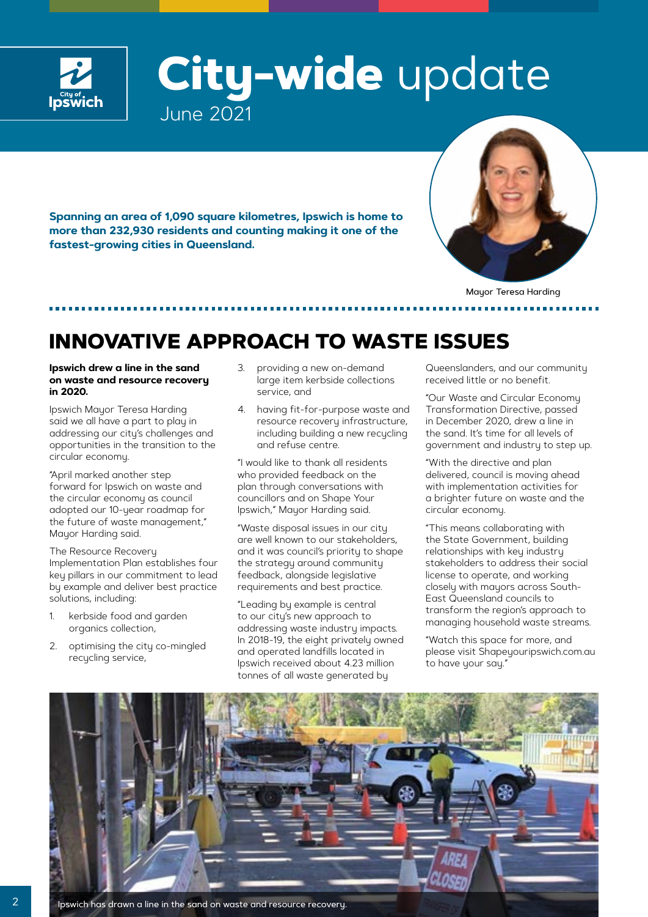# City-wide update

June 2021

**Spanning an area of 1,090 square kilometres, Ipswich is home to more than 232,930 residents and counting making it one of the fastest-growing cities in Queensland.**

Mayor Teresa Harding

## INNOVATIVE APPROACH TO WASTE ISSUES

**Ipswich drew a line in the sand on waste and resource recovery in 2020.**

Ipswich Mayor Teresa Harding said we all have a part to play in addressing our city's challenges and opportunities in the transition to the circular economy.

"April marked another step forward for Ipswich on waste and the circular economy as council adopted our 10-year roadmap for the future of waste management," Mayor Harding said.

The Resource Recovery Implementation Plan establishes four key pillars in our commitment to lead by example and deliver best practice solutions, including:

1. kerbside food and garden organics collection,
2. optimising the city co-mingled recycling service,
3. providing a new on-demand large item kerbside collections service, and
4. having fit-for-purpose waste and resource recovery infrastructure, including building a new recycling and refuse centre.

"I would like to thank all residents who provided feedback on the plan through conversations with councillors and on Shape Your Ipswich," Mayor Harding said.

"Waste disposal issues in our city are well known to our stakeholders, and it was council's priority to shape the strategy around community feedback, alongside legislative requirements and best practice.

"Leading by example is central to our city's new approach to addressing waste industry impacts. In 2018-19, the eight privately owned and operated landfills located in Ipswich received about 4.23 million tonnes of all waste generated by Queenslanders, and our community received little or no benefit.

"Our Waste and Circular Economy Transformation Directive, passed in December 2020, drew a line in the sand. It's time for all levels of government and industry to step up.

"With the directive and plan delivered, council is moving ahead with implementation activities for a brighter future on waste and the circular economy.

"This means collaborating with the State Government, building relationships with key industry stakeholders to address their social license to operate, and working closely with mayors across South-East Queensland councils to transform the region's approach to managing household waste streams.

"Watch this space for more, and please visit Shapeyouripswich.com.au to have your say."

Ipswich has drawn a line in the sand on waste and resource recovery.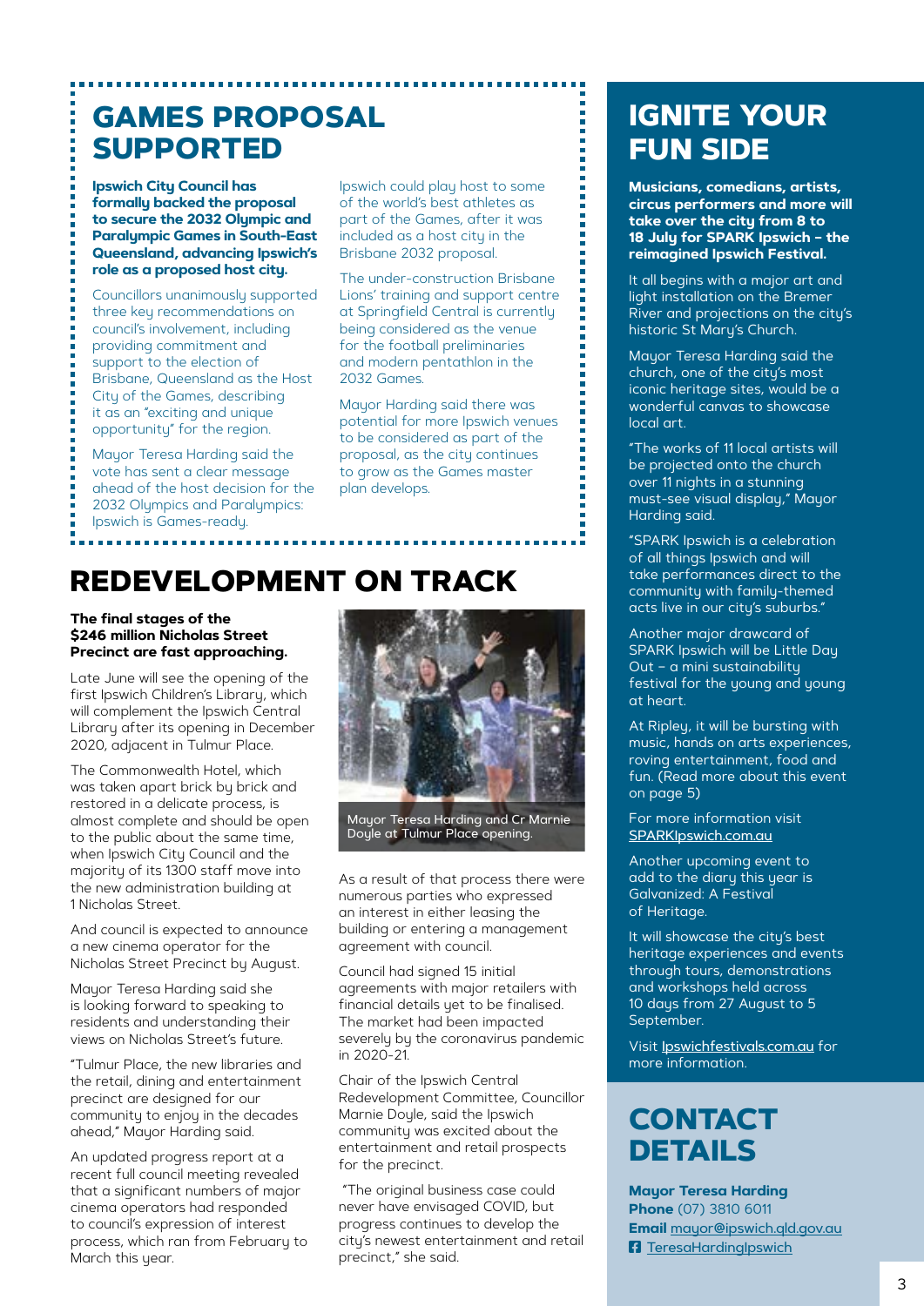## GAMES PROPOSAL SUPPORTED

**Ipswich City Council has formally backed the proposal to secure the 2032 Olympic and Paralympic Games in South-East Queensland, advancing Ipswich's role as a proposed host city.**

Councillors unanimously supported three key recommendations on council's involvement, including providing commitment and support to the election of Brisbane, Queensland as the Host City of the Games, describing it as an "exciting and unique opportunity" for the region.

Mayor Teresa Harding said the vote has sent a clear message ahead of the host decision for the 2032 Olympics and Paralympics: Ipswich is Games-ready.

Ipswich could play host to some of the world's best athletes as part of the Games, after it was included as a host city in the Brisbane 2032 proposal.

The under-construction Brisbane Lions' training and support centre at Springfield Central is currently being considered as the venue for the football preliminaries and modern pentathlon in the 2032 Games.

Mayor Harding said there was potential for more Ipswich venues to be considered as part of the proposal, as the city continues to grow as the Games master plan develops.

## REDEVELOPMENT ON TRACK

**The final stages of the $246 million Nicholas Street Precinct are fast approaching.**

Late June will see the opening of the first Ipswich Children's Library, which will complement the Ipswich Central Library after its opening in December 2020, adjacent in Tulmur Place.

The Commonwealth Hotel, which was taken apart brick by brick and restored in a delicate process, is almost complete and should be open to the public about the same time, when Ipswich City Council and the majority of its 1300 staff move into the new administration building at 1 Nicholas Street.

And council is expected to announce a new cinema operator for the Nicholas Street Precinct by August.

Mayor Teresa Harding said she is looking forward to speaking to residents and understanding their views on Nicholas Street's future.

"Tulmur Place, the new libraries and the retail, dining and entertainment precinct are designed for our community to enjoy in the decades ahead," Mayor Harding said.

An updated progress report at a recent full council meeting revealed that a significant numbers of major cinema operators had responded to council's expression of interest process, which ran from February to March this year.

Mayor Teresa Harding and Cr Marnie Doyle at Tulmur Place opening.

As a result of that process there were numerous parties who expressed an interest in either leasing the building or entering a management agreement with council.

Council had signed 15 initial agreements with major retailers with financial details yet to be finalised. The market had been impacted severely by the coronavirus pandemic in 2020-21.

Chair of the Ipswich Central Redevelopment Committee, Councillor Marnie Doyle, said the Ipswich community was excited about the entertainment and retail prospects for the precinct.

"The original business case could never have envisaged COVID, but progress continues to develop the city's newest entertainment and retail precinct," she said.

## IGNITE YOUR FUN SIDE

**Musicians, comedians, artists, circus performers and more will take over the city from 8 to 18 July for SPARK Ipswich – the reimagined Ipswich Festival.**

It all begins with a major art and light installation on the Bremer River and projections on the city's historic St Mary's Church.

Mayor Teresa Harding said the church, one of the city's most iconic heritage sites, would be a wonderful canvas to showcase local art.

"The works of 11 local artists will be projected onto the church over 11 nights in a stunning must-see visual display," Mayor Harding said.

"SPARK Ipswich is a celebration of all things Ipswich and will take performances direct to the community with family-themed acts live in our city's suburbs."

Another major drawcard of SPARK Ipswich will be Little Day Out – a mini sustainability festival for the young and young at heart.

At Ripley, it will be bursting with music, hands on arts experiences, roving entertainment, food and fun. (Read more about this event on page 5)

For more information visit SPARKIpswich.com.au

Another upcoming event to add to the diary this year is Galvanized: A Festival of Heritage.

It will showcase the city's best heritage experiences and events through tours, demonstrations and workshops held across 10 days from 27 August to 5 September.

Visit Ipswichfestivals.com.au for more information.

## CONTACT DETAILS

**Mayor Teresa Harding**
**Phone** (07) 3810 6011
**Email** mayor@ipswich.qld.gov.au
TeresaHardingIpswich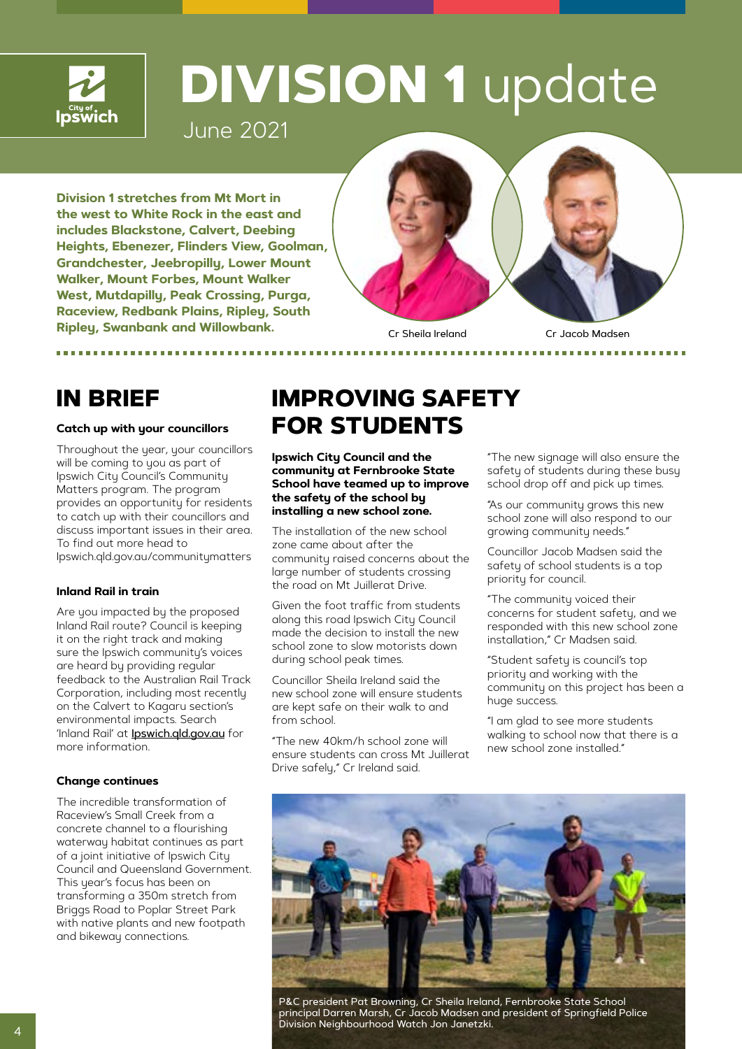# DIVISION 1 update

June 2021

**Division 1 stretches from Mt Mort in the west to White Rock in the east and includes Blackstone, Calvert, Deebing Heights, Ebenezer, Flinders View, Goolman, Grandchester, Jeebropilly, Lower Mount Walker, Mount Forbes, Mount Walker West, Mutdapilly, Peak Crossing, Purga, Raceview, Redbank Plains, Ripley, South Ripley, Swanbank and Willowbank.**

Cr Sheila Ireland

Cr Jacob Madsen

## IN BRIEF

### Catch up with your councillors

Throughout the year, your councillors will be coming to you as part of Ipswich City Council's Community Matters program. The program provides an opportunity for residents to catch up with their councillors and discuss important issues in their area. To find out more head to Ipswich.qld.gov.au/communitymatters

### Inland Rail in train

Are you impacted by the proposed Inland Rail route? Council is keeping it on the right track and making sure the Ipswich community's voices are heard by providing regular feedback to the Australian Rail Track Corporation, including most recently on the Calvert to Kagaru section's environmental impacts. Search 'Inland Rail' at Ipswich.qld.gov.au for more information.

### Change continues

The incredible transformation of Raceview's Small Creek from a concrete channel to a flourishing waterway habitat continues as part of a joint initiative of Ipswich City Council and Queensland Government. This year's focus has been on transforming a 350m stretch from Briggs Road to Poplar Street Park with native plants and new footpath and bikeway connections.

## IMPROVING SAFETY FOR STUDENTS

**Ipswich City Council and the community at Fernbrooke State School have teamed up to improve the safety of the school by installing a new school zone.**

The installation of the new school zone came about after the community raised concerns about the large number of students crossing the road on Mt Juillerat Drive.

Given the foot traffic from students along this road Ipswich City Council made the decision to install the new school zone to slow motorists down during school peak times.

Councillor Sheila Ireland said the new school zone will ensure students are kept safe on their walk to and from school.

"The new 40km/h school zone will ensure students can cross Mt Juillerat Drive safely," Cr Ireland said.

"The new signage will also ensure the safety of students during these busy school drop off and pick up times.

"As our community grows this new school zone will also respond to our growing community needs."

Councillor Jacob Madsen said the safety of school students is a top priority for council.

"The community voiced their concerns for student safety, and we responded with this new school zone installation," Cr Madsen said.

"Student safety is council's top priority and working with the community on this project has been a huge success.

"I am glad to see more students walking to school now that there is a new school zone installed."

P&C president Pat Browning, Cr Sheila Ireland, Fernbrooke State School principal Darren Marsh, Cr Jacob Madsen and president of Springfield Police Division Neighbourhood Watch Jon Janetzki.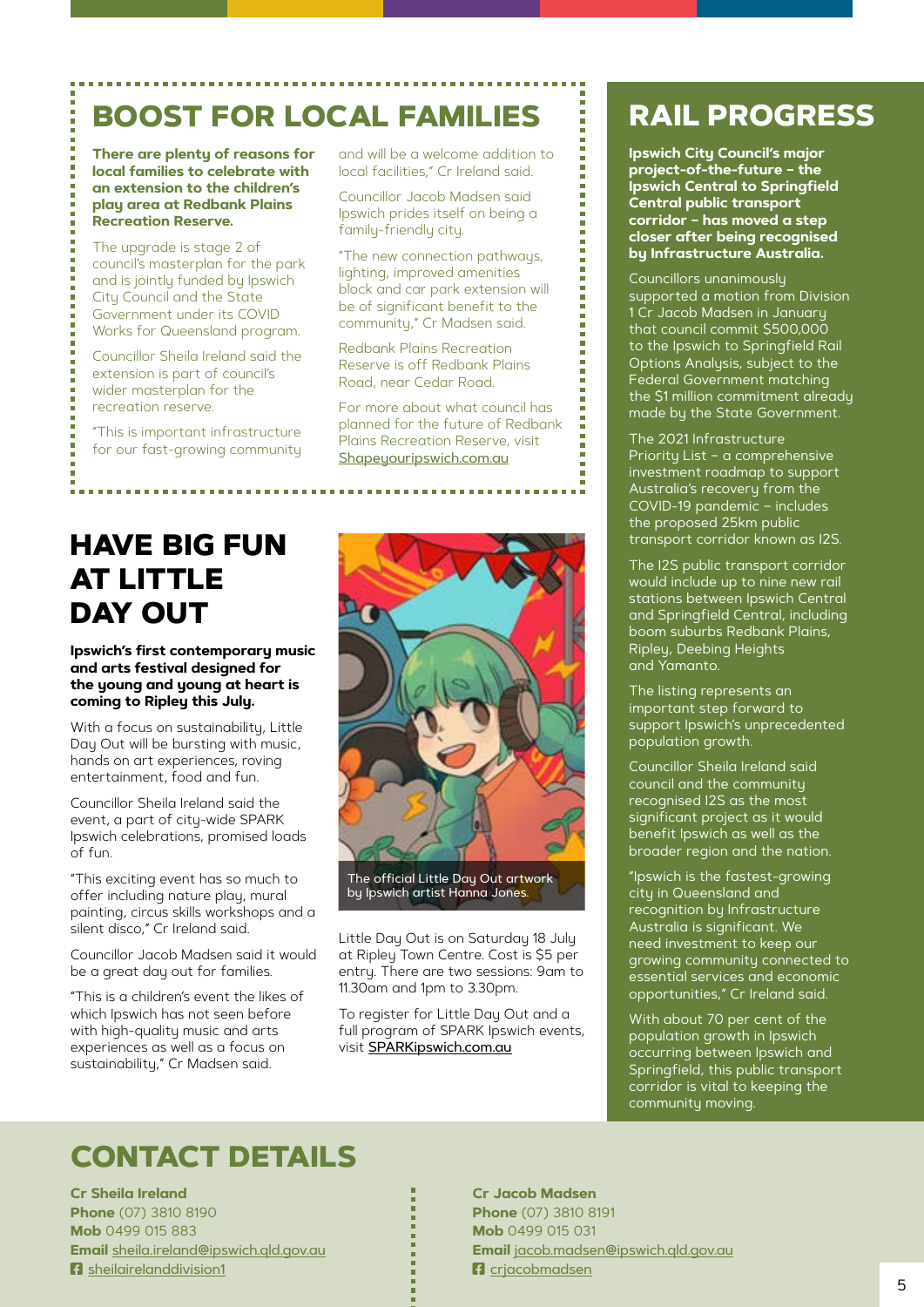## BOOST FOR LOCAL FAMILIES

**There are plenty of reasons for local families to celebrate with an extension to the children's play area at Redbank Plains Recreation Reserve.**

The upgrade is stage 2 of council's masterplan for the park and is jointly funded by Ipswich City Council and the State Government under its COVID Works for Queensland program.

Councillor Sheila Ireland said the extension is part of council's wider masterplan for the recreation reserve.

"This is important infrastructure for our fast-growing community and will be a welcome addition to local facilities," Cr Ireland said.

Councillor Jacob Madsen said Ipswich prides itself on being a family-friendly city.

"The new connection pathways, lighting, improved amenities block and car park extension will be of significant benefit to the community," Cr Madsen said.

Redbank Plains Recreation Reserve is off Redbank Plains Road, near Cedar Road.

For more about what council has planned for the future of Redbank Plains Recreation Reserve, visit Shapeyouripswich.com.au

## HAVE BIG FUN AT LITTLE DAY OUT

**Ipswich's first contemporary music and arts festival designed for the young and young at heart is coming to Ripley this July.**

With a focus on sustainability, Little Day Out will be bursting with music, hands on art experiences, roving entertainment, food and fun.

Councillor Sheila Ireland said the event, a part of city-wide SPARK Ipswich celebrations, promised loads of fun.

"This exciting event has so much to offer including nature play, mural painting, circus skills workshops and a silent disco," Cr Ireland said.

Councillor Jacob Madsen said it would be a great day out for families.

"This is a children's event the likes of which Ipswich has not seen before with high-quality music and arts experiences as well as a focus on sustainability," Cr Madsen said.

The official Little Day Out artwork by Ipswich artist Hanna Jones.

Little Day Out is on Saturday 18 July at Ripley Town Centre. Cost is $5 per entry. There are two sessions: 9am to 11.30am and 1pm to 3.30pm.

To register for Little Day Out and a full program of SPARK Ipswich events, visit SPARKipswich.com.au

## RAIL PROGRESS

**Ipswich City Council's major project-of-the-future – the Ipswich Central to Springfield Central public transport corridor – has moved a step closer after being recognised by Infrastructure Australia.**

Councillors unanimously supported a motion from Division 1 Cr Jacob Madsen in January that council commit $500,000 to the Ipswich to Springfield Rail Options Analysis, subject to the Federal Government matching the $1 million commitment already made by the State Government.

The 2021 Infrastructure Priority List – a comprehensive investment roadmap to support Australia's recovery from the COVID-19 pandemic – includes the proposed 25km public transport corridor known as I2S.

The I2S public transport corridor would include up to nine new rail stations between Ipswich Central and Springfield Central, including boom suburbs Redbank Plains, Ripley, Deebing Heights and Yamanto.

The listing represents an important step forward to support Ipswich's unprecedented population growth.

Councillor Sheila Ireland said council and the community recognised I2S as the most significant project as it would benefit Ipswich as well as the broader region and the nation.

"Ipswich is the fastest-growing city in Queensland and recognition by Infrastructure Australia is significant. We need investment to keep our growing community connected to essential services and economic opportunities," Cr Ireland said.

With about 70 per cent of the population growth in Ipswich occurring between Ipswich and Springfield, this public transport corridor is vital to keeping the community moving.

## CONTACT DETAILS

**Cr Sheila Ireland**
**Phone** (07) 3810 8190
**Mob** 0499 015 883
**Email** sheila.ireland@ipswich.qld.gov.au
sheilairelanddivision1

**Cr Jacob Madsen**
**Phone** (07) 3810 8191
**Mob** 0499 015 031
**Email** jacob.madsen@ipswich.qld.gov.au
crjacobmadsen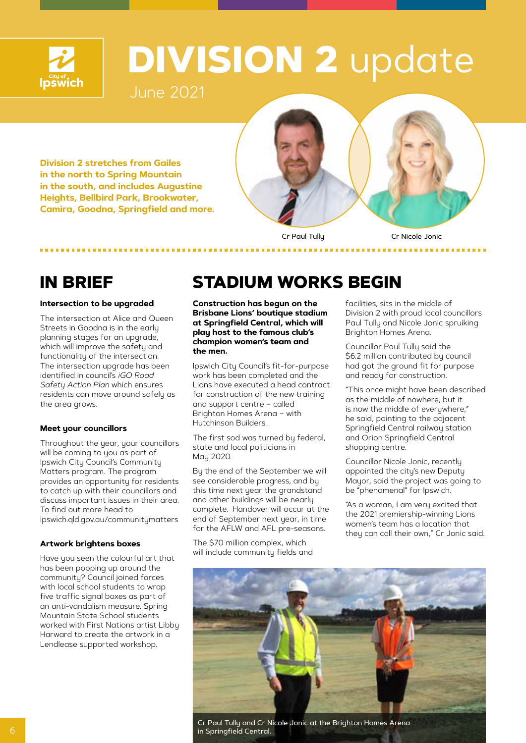# DIVISION 2 update

June 2021

**Division 2 stretches from Gailes in the north to Spring Mountain in the south, and includes Augustine Heights, Bellbird Park, Brookwater, Camira, Goodna, Springfield and more.**

Cr Paul Tully

Cr Nicole Jonic

## IN BRIEF

### Intersection to be upgraded

The intersection at Alice and Queen Streets in Goodna is in the early planning stages for an upgrade, which will improve the safety and functionality of the intersection. The intersection upgrade has been identified in council's *iGO Road Safety Action Plan* which ensures residents can move around safely as the area grows.

### Meet your councillors

Throughout the year, your councillors will be coming to you as part of Ipswich City Council's Community Matters program. The program provides an opportunity for residents to catch up with their councillors and discuss important issues in their area. To find out more head to Ipswich.qld.gov.au/communitymatters

### Artwork brightens boxes

Have you seen the colourful art that has been popping up around the community? Council joined forces with local school students to wrap five traffic signal boxes as part of an anti-vandalism measure. Spring Mountain State School students worked with First Nations artist Libby Harward to create the artwork in a Lendlease supported workshop.

## STADIUM WORKS BEGIN

**Construction has begun on the Brisbane Lions' boutique stadium at Springfield Central, which will play host to the famous club's champion women's team and the men.**

Ipswich City Council's fit-for-purpose work has been completed and the Lions have executed a head contract for construction of the new training and support centre – called Brighton Homes Arena – with Hutchinson Builders.

The first sod was turned by federal, state and local politicians in May 2020.

By the end of the September we will see considerable progress, and by this time next year the grandstand and other buildings will be nearly complete. Handover will occur at the end of September next year, in time for the AFLW and AFL pre-seasons.

The $70 million complex, which will include community fields and facilities, sits in the middle of Division 2 with proud local councillors Paul Tully and Nicole Jonic spruiking Brighton Homes Arena.

Councillor Paul Tully said the $6.2 million contributed by council had got the ground fit for purpose and ready for construction.

"This once might have been described as the middle of nowhere, but it is now the middle of everywhere," he said, pointing to the adjacent Springfield Central railway station and Orion Springfield Central shopping centre.

Councillor Nicole Jonic, recently appointed the city's new Deputy Mayor, said the project was going to be "phenomenal" for Ipswich.

"As a woman, I am very excited that the 2021 premiership-winning Lions women's team has a location that they can call their own," Cr Jonic said.

Cr Paul Tully and Cr Nicole Jonic at the Brighton Homes Arena in Springfield Central.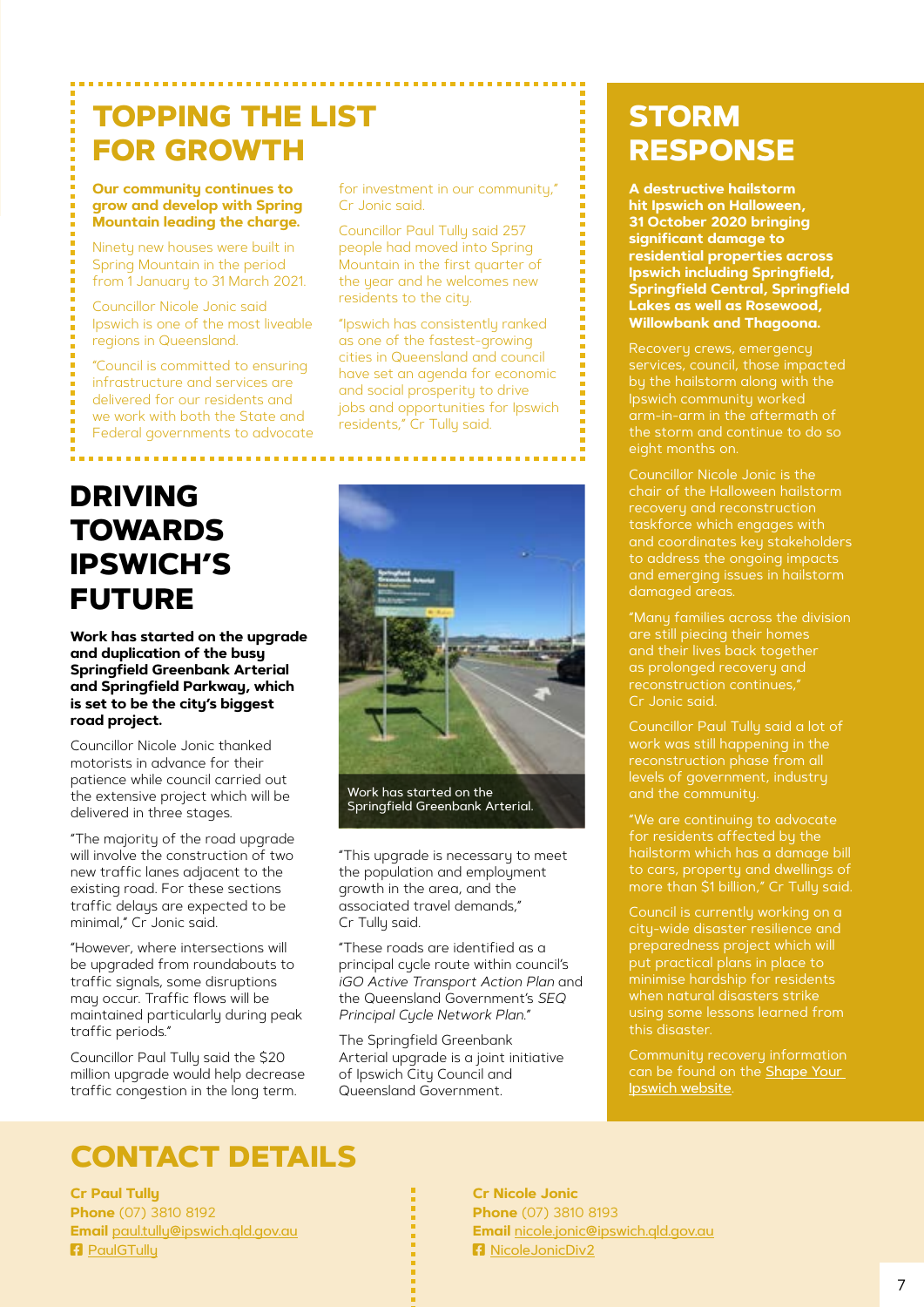## TOPPING THE LIST FOR GROWTH

**Our community continues to grow and develop with Spring Mountain leading the charge.**

Ninety new houses were built in Spring Mountain in the period from 1 January to 31 March 2021.

Councillor Nicole Jonic said Ipswich is one of the most liveable regions in Queensland.

"Council is committed to ensuring infrastructure and services are delivered for our residents and we work with both the State and Federal governments to advocate for investment in our community," Cr Jonic said.

Councillor Paul Tully said 257 people had moved into Spring Mountain in the first quarter of the year and he welcomes new residents to the city.

"Ipswich has consistently ranked as one of the fastest-growing cities in Queensland and council have set an agenda for economic and social prosperity to drive jobs and opportunities for Ipswich residents," Cr Tully said.

## DRIVING TOWARDS IPSWICH'S FUTURE

**Work has started on the upgrade and duplication of the busy Springfield Greenbank Arterial and Springfield Parkway, which is set to be the city's biggest road project.**

Councillor Nicole Jonic thanked motorists in advance for their patience while council carried out the extensive project which will be delivered in three stages.

"The majority of the road upgrade will involve the construction of two new traffic lanes adjacent to the existing road. For these sections traffic delays are expected to be minimal," Cr Jonic said.

"However, where intersections will be upgraded from roundabouts to traffic signals, some disruptions may occur. Traffic flows will be maintained particularly during peak traffic periods."

Councillor Paul Tully said the $20 million upgrade would help decrease traffic congestion in the long term.

Work has started on the Springfield Greenbank Arterial.

"This upgrade is necessary to meet the population and employment growth in the area, and the associated travel demands," Cr Tully said.

"These roads are identified as a principal cycle route within council's *iGO Active Transport Action Plan* and the Queensland Government's *SEQ Principal Cycle Network Plan*."

The Springfield Greenbank Arterial upgrade is a joint initiative of Ipswich City Council and Queensland Government.

## STORM RESPONSE

**A destructive hailstorm hit Ipswich on Halloween, 31 October 2020 bringing significant damage to residential properties across Ipswich including Springfield, Springfield Central, Springfield Lakes as well as Rosewood, Willowbank and Thagoona.**

Recovery crews, emergency services, council, those impacted by the hailstorm along with the Ipswich community worked arm-in-arm in the aftermath of the storm and continue to do so eight months on.

Councillor Nicole Jonic is the chair of the Halloween hailstorm recovery and reconstruction taskforce which engages with and coordinates key stakeholders to address the ongoing impacts and emerging issues in hailstorm damaged areas.

"Many families across the division are still piecing their homes and their lives back together as prolonged recovery and reconstruction continues," Cr Jonic said.

Councillor Paul Tully said a lot of work was still happening in the reconstruction phase from all levels of government, industry and the community.

"We are continuing to advocate for residents affected by the hailstorm which has a damage bill to cars, property and dwellings of more than $1 billion," Cr Tully said.

Council is currently working on a city-wide disaster resilience and preparedness project which will put practical plans in place to minimise hardship for residents when natural disasters strike using some lessons learned from this disaster.

Community recovery information can be found on the Shape Your Ipswich website.

## CONTACT DETAILS

**Cr Paul Tully**
**Phone** (07) 3810 8192
**Email** paul.tully@ipswich.qld.gov.au
PaulGTully

**Cr Nicole Jonic**
**Phone** (07) 3810 8193
**Email** nicole.jonic@ipswich.qld.gov.au
NicoleJonicDiv2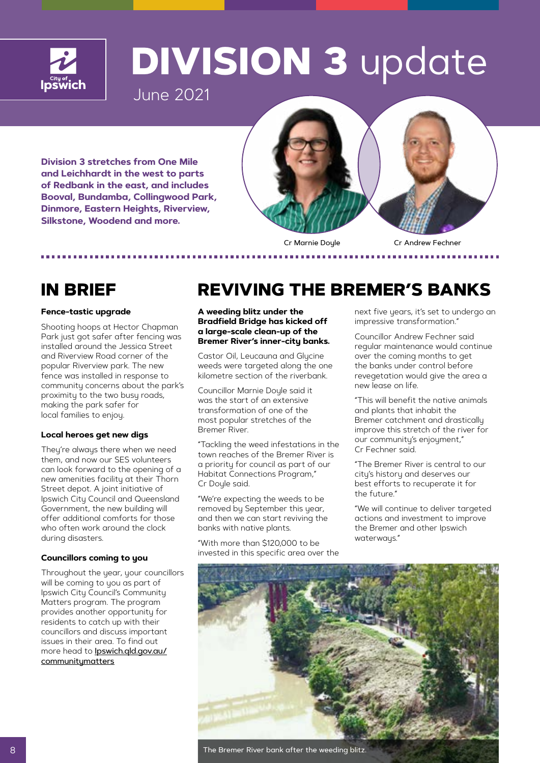# DIVISION 3 update

June 2021

**Division 3 stretches from One Mile and Leichhardt in the west to parts of Redbank in the east, and includes Booval, Bundamba, Collingwood Park, Dinmore, Eastern Heights, Riverview, Silkstone, Woodend and more.**

Cr Marnie Doyle

Cr Andrew Fechner

## IN BRIEF

### Fence-tastic upgrade

Shooting hoops at Hector Chapman Park just got safer after fencing was installed around the Jessica Street and Riverview Road corner of the popular Riverview park. The new fence was installed in response to community concerns about the park's proximity to the two busy roads, making the park safer for local families to enjoy.

### Local heroes get new digs

They're always there when we need them, and now our SES volunteers can look forward to the opening of a new amenities facility at their Thorn Street depot. A joint initiative of Ipswich City Council and Queensland Government, the new building will offer additional comforts for those who often work around the clock during disasters.

### Councillors coming to you

Throughout the year, your councillors will be coming to you as part of Ipswich City Council's Community Matters program. The program provides another opportunity for residents to catch up with their councillors and discuss important issues in their area. To find out more head to Ipswich.qld.gov.au/communitymatters

## REVIVING THE BREMER'S BANKS

**A weeding blitz under the Bradfield Bridge has kicked off a large-scale clean-up of the Bremer River's inner-city banks.**

Castor Oil, Leucauna and Glycine weeds were targeted along the one kilometre section of the riverbank.

Councillor Marnie Doyle said it was the start of an extensive transformation of one of the most popular stretches of the Bremer River.

"Tackling the weed infestations in the town reaches of the Bremer River is a priority for council as part of our Habitat Connections Program," Cr Doyle said.

"We're expecting the weeds to be removed by September this year, and then we can start reviving the banks with native plants.

"With more than $120,000 to be invested in this specific area over the next five years, it's set to undergo an impressive transformation."

Councillor Andrew Fechner said regular maintenance would continue over the coming months to get the banks under control before revegetation would give the area a new lease on life.

"This will benefit the native animals and plants that inhabit the Bremer catchment and drastically improve this stretch of the river for our community's enjoyment," Cr Fechner said.

"The Bremer River is central to our city's history and deserves our best efforts to recuperate it for the future."

"We will continue to deliver targeted actions and investment to improve the Bremer and other Ipswich waterways."

The Bremer River bank after the weeding blitz.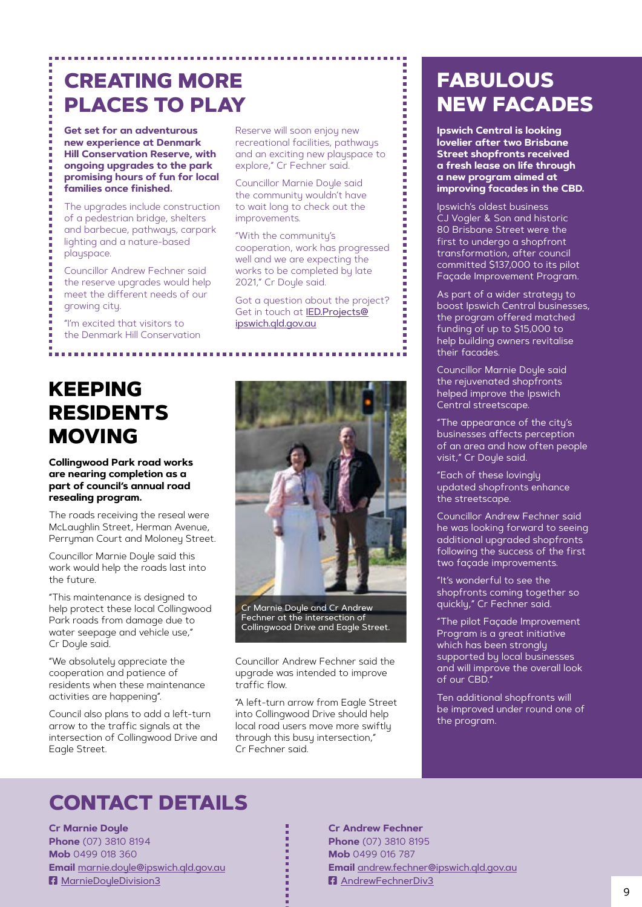# CREATING MORE PLACES TO PLAY

**Get set for an adventurous new experience at Denmark Hill Conservation Reserve, with ongoing upgrades to the park promising hours of fun for local families once finished.**

The upgrades include construction of a pedestrian bridge, shelters and barbecue, pathways, carpark lighting and a nature-based playspace.

Councillor Andrew Fechner said the reserve upgrades would help meet the different needs of our growing city.

"I'm excited that visitors to the Denmark Hill Conservation Reserve will soon enjoy new recreational facilities, pathways and an exciting new playspace to explore," Cr Fechner said.

Councillor Marnie Doyle said the community wouldn't have to wait long to check out the improvements.

"With the community's cooperation, work has progressed well and we are expecting the works to be completed by late 2021," Cr Doyle said.

Got a question about the project? Get in touch at IED.Projects@ipswich.qld.gov.au

# KEEPING RESIDENTS MOVING

**Collingwood Park road works are nearing completion as a part of council's annual road resealing program.**

The roads receiving the reseal were McLaughlin Street, Herman Avenue, Perryman Court and Moloney Street.

Councillor Marnie Doyle said this work would help the roads last into the future.

"This maintenance is designed to help protect these local Collingwood Park roads from damage due to water seepage and vehicle use," Cr Doyle said.

"We absolutely appreciate the cooperation and patience of residents when these maintenance activities are happening".

Council also plans to add a left-turn arrow to the traffic signals at the intersection of Collingwood Drive and Eagle Street.

Cr Marnie Doyle and Cr Andrew Fechner at the intersection of Collingwood Drive and Eagle Street.

Councillor Andrew Fechner said the upgrade was intended to improve traffic flow.

"A left-turn arrow from Eagle Street into Collingwood Drive should help local road users move more swiftly through this busy intersection," Cr Fechner said.

# FABULOUS NEW FACADES

**Ipswich Central is looking lovelier after two Brisbane Street shopfronts received a fresh lease on life through a new program aimed at improving facades in the CBD.**

Ipswich's oldest business CJ Vogler & Son and historic 80 Brisbane Street were the first to undergo a shopfront transformation, after council committed $137,000 to its pilot Façade Improvement Program.

As part of a wider strategy to boost Ipswich Central businesses, the program offered matched funding of up to $15,000 to help building owners revitalise their facades.

Councillor Marnie Doyle said the rejuvenated shopfronts helped improve the Ipswich Central streetscape.

"The appearance of the city's businesses affects perception of an area and how often people visit," Cr Doyle said.

"Each of these lovingly updated shopfronts enhance the streetscape.

Councillor Andrew Fechner said he was looking forward to seeing additional upgraded shopfronts following the success of the first two façade improvements.

"It's wonderful to see the shopfronts coming together so quickly," Cr Fechner said.

"The pilot Façade Improvement Program is a great initiative which has been strongly supported by local businesses and will improve the overall look of our CBD."

Ten additional shopfronts will be improved under round one of the program.

# CONTACT DETAILS

**Cr Marnie Doyle**
**Phone** (07) 3810 8194
**Mob** 0499 018 360
**Email** marnie.doyle@ipswich.qld.gov.au
MarnieDoyleDivision3

**Cr Andrew Fechner**
**Phone** (07) 3810 8195
**Mob** 0499 016 787
**Email** andrew.fechner@ipswich.qld.gov.au
AndrewFechnerDiv3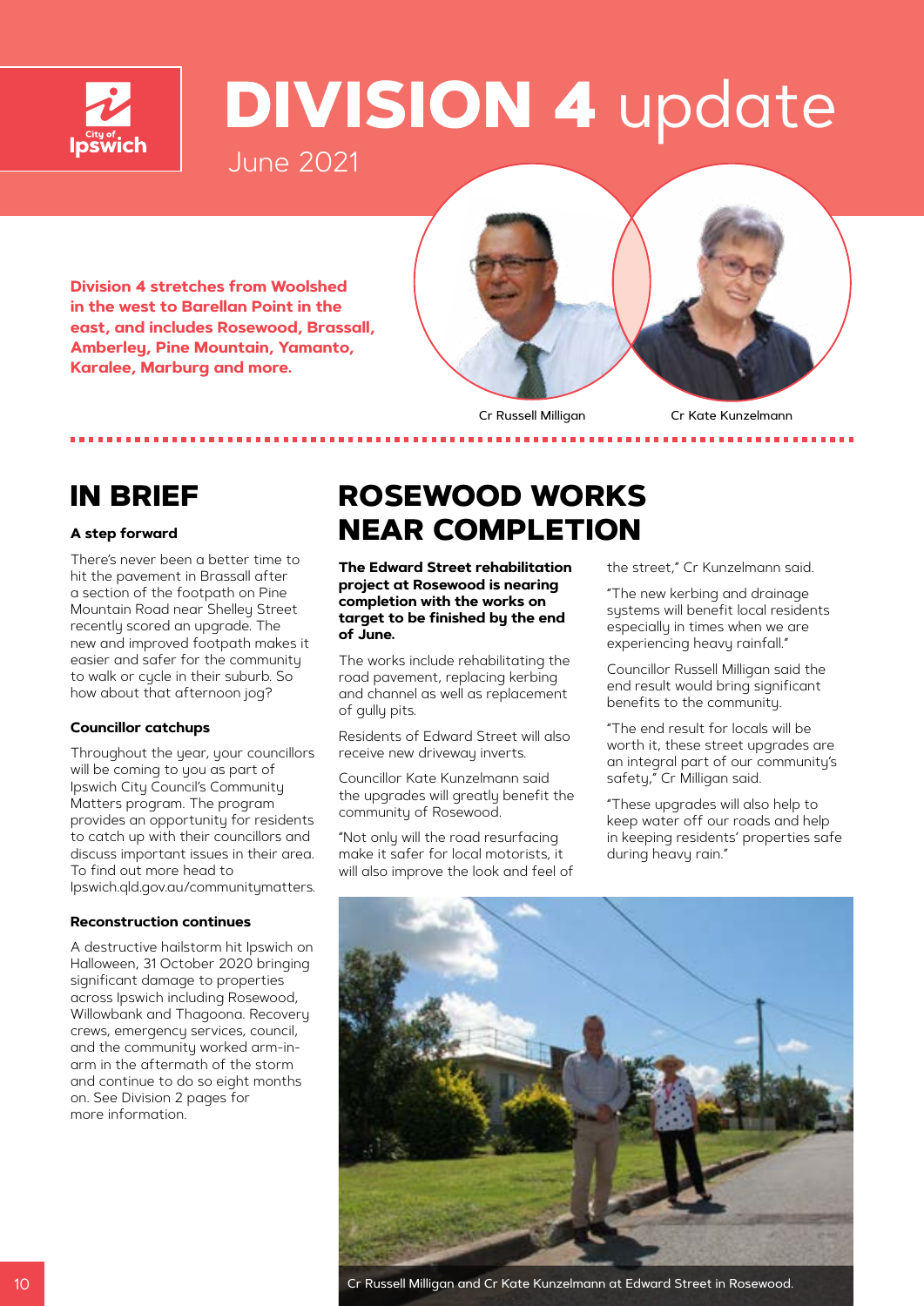# DIVISION 4 update

June 2021

**Division 4 stretches from Woolshed in the west to Barellan Point in the east, and includes Rosewood, Brassall, Amberley, Pine Mountain, Yamanto, Karalee, Marburg and more.**

Cr Russell Milligan

Cr Kate Kunzelmann

## IN BRIEF

**A step forward**

There's never been a better time to hit the pavement in Brassall after a section of the footpath on Pine Mountain Road near Shelley Street recently scored an upgrade. The new and improved footpath makes it easier and safer for the community to walk or cycle in their suburb. So how about that afternoon jog?

**Councillor catchups**

Throughout the year, your councillors will be coming to you as part of Ipswich City Council's Community Matters program. The program provides an opportunity for residents to catch up with their councillors and discuss important issues in their area. To find out more head to Ipswich.qld.gov.au/communitymatters.

**Reconstruction continues**

A destructive hailstorm hit Ipswich on Halloween, 31 October 2020 bringing significant damage to properties across Ipswich including Rosewood, Willowbank and Thagoona. Recovery crews, emergency services, council, and the community worked arm-in-arm in the aftermath of the storm and continue to do so eight months on. See Division 2 pages for more information.

## ROSEWOOD WORKS NEAR COMPLETION

**The Edward Street rehabilitation project at Rosewood is nearing completion with the works on target to be finished by the end of June.**

The works include rehabilitating the road pavement, replacing kerbing and channel as well as replacement of gully pits.

Residents of Edward Street will also receive new driveway inverts.

Councillor Kate Kunzelmann said the upgrades will greatly benefit the community of Rosewood.

"Not only will the road resurfacing make it safer for local motorists, it will also improve the look and feel of the street," Cr Kunzelmann said.

"The new kerbing and drainage systems will benefit local residents especially in times when we are experiencing heavy rainfall."

Councillor Russell Milligan said the end result would bring significant benefits to the community.

"The end result for locals will be worth it, these street upgrades are an integral part of our community's safety," Cr Milligan said.

"These upgrades will also help to keep water off our roads and help in keeping residents' properties safe during heavy rain."

Cr Russell Milligan and Cr Kate Kunzelmann at Edward Street in Rosewood.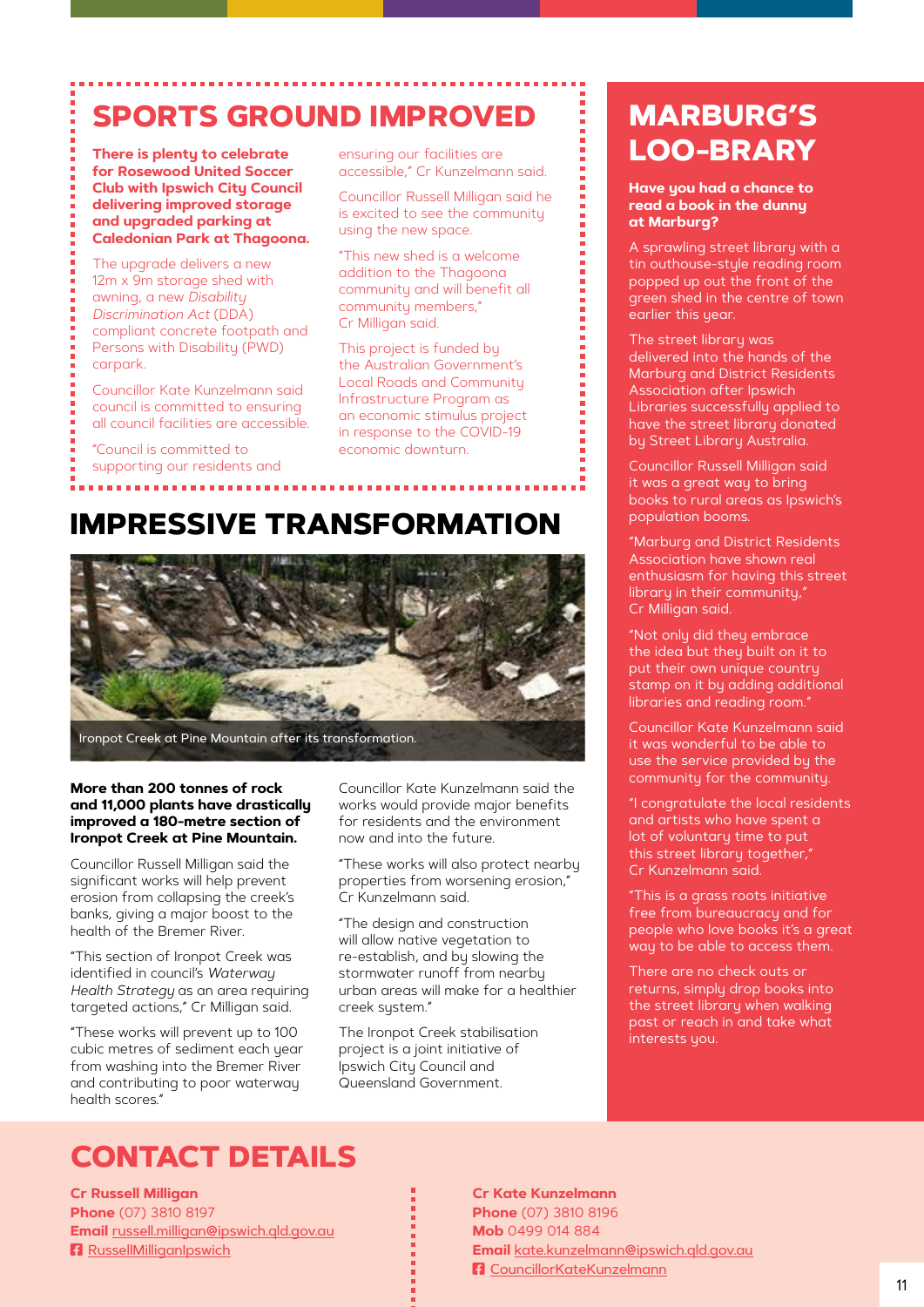## SPORTS GROUND IMPROVED

**There is plenty to celebrate for Rosewood United Soccer Club with Ipswich City Council delivering improved storage and upgraded parking at Caledonian Park at Thagoona.**

The upgrade delivers a new 12m x 9m storage shed with awning, a new *Disability Discrimination Act* (DDA) compliant concrete footpath and Persons with Disability (PWD) carpark.

Councillor Kate Kunzelmann said council is committed to ensuring all council facilities are accessible.

"Council is committed to supporting our residents and ensuring our facilities are accessible," Cr Kunzelmann said.

Councillor Russell Milligan said he is excited to see the community using the new space.

"This new shed is a welcome addition to the Thagoona community and will benefit all community members," Cr Milligan said.

This project is funded by the Australian Government's Local Roads and Community Infrastructure Program as an economic stimulus project in response to the COVID-19 economic downturn.

## IMPRESSIVE TRANSFORMATION

Ironpot Creek at Pine Mountain after its transformation.

**More than 200 tonnes of rock and 11,000 plants have drastically improved a 180-metre section of Ironpot Creek at Pine Mountain.**

Councillor Russell Milligan said the significant works will help prevent erosion from collapsing the creek's banks, giving a major boost to the health of the Bremer River.

"This section of Ironpot Creek was identified in council's *Waterway Health Strategy* as an area requiring targeted actions," Cr Milligan said.

"These works will prevent up to 100 cubic metres of sediment each year from washing into the Bremer River and contributing to poor waterway health scores."

Councillor Kate Kunzelmann said the works would provide major benefits for residents and the environment now and into the future.

"These works will also protect nearby properties from worsening erosion," Cr Kunzelmann said.

"The design and construction will allow native vegetation to re-establish, and by slowing the stormwater runoff from nearby urban areas will make for a healthier creek system."

The Ironpot Creek stabilisation project is a joint initiative of Ipswich City Council and Queensland Government.

## MARBURG'S LOO-BRARY

**Have you had a chance to read a book in the dunny at Marburg?**

A sprawling street library with a tin outhouse-style reading room popped up out the front of the green shed in the centre of town earlier this year.

The street library was delivered into the hands of the Marburg and District Residents Association after Ipswich Libraries successfully applied to have the street library donated by Street Library Australia.

Councillor Russell Milligan said it was a great way to bring books to rural areas as Ipswich's population booms.

"Marburg and District Residents Association have shown real enthusiasm for having this street library in their community," Cr Milligan said.

"Not only did they embrace the idea but they built on it to put their own unique country stamp on it by adding additional libraries and reading room."

Councillor Kate Kunzelmann said it was wonderful to be able to use the service provided by the community for the community.

"I congratulate the local residents and artists who have spent a lot of voluntary time to put this street library together," Cr Kunzelmann said.

"This is a grass roots initiative free from bureaucracy and for people who love books it's a great way to be able to access them.

There are no check outs or returns, simply drop books into the street library when walking past or reach in and take what interests you.

## CONTACT DETAILS

**Cr Russell Milligan**
**Phone** (07) 3810 8197
**Email** russell.milligan@ipswich.qld.gov.au
RussellMilliganIpswich

**Cr Kate Kunzelmann**
**Phone** (07) 3810 8196
**Mob** 0499 014 884
**Email** kate.kunzelmann@ipswich.qld.gov.au
CouncillorKateKunzelmann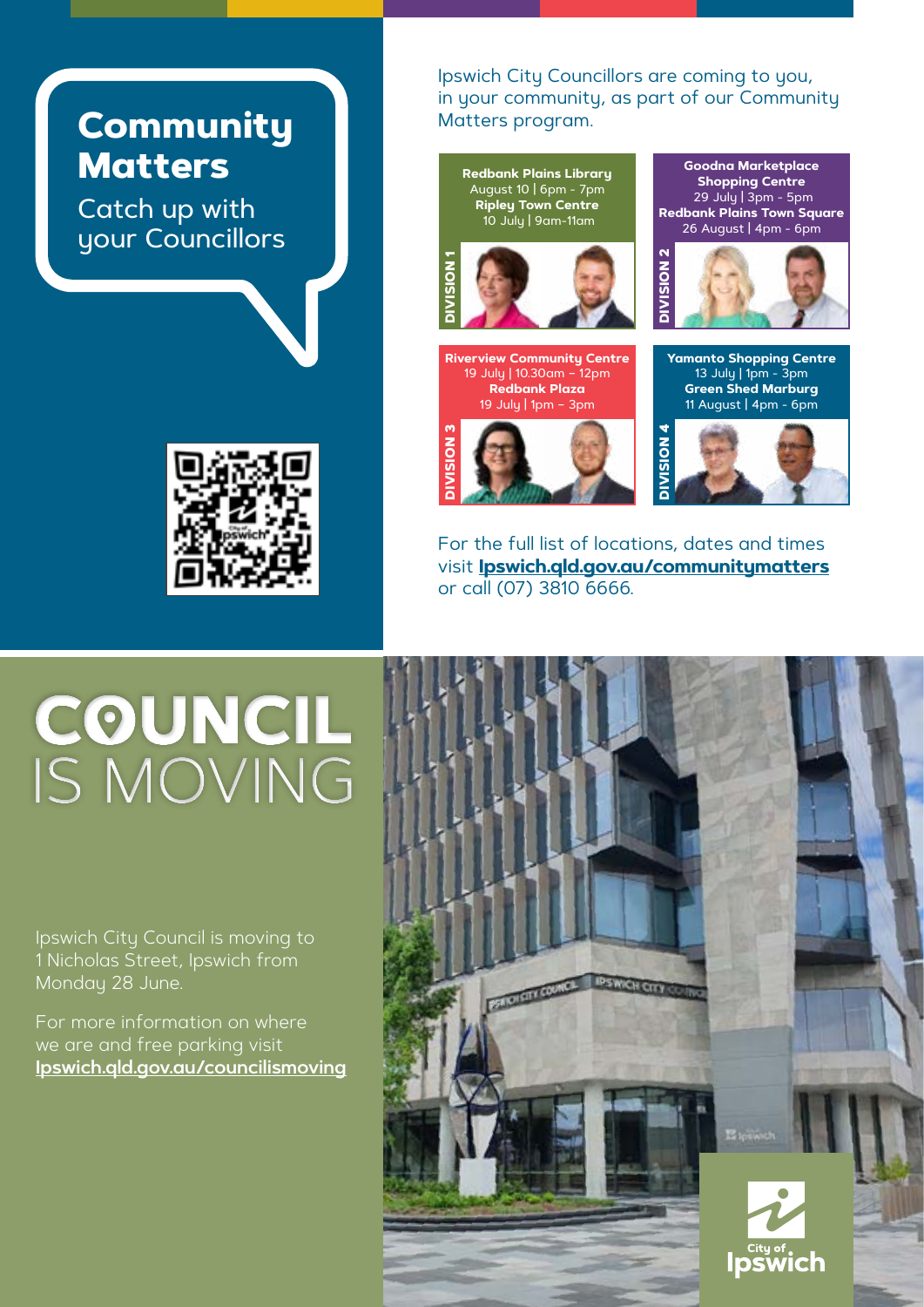# Community Matters

Catch up with your Councillors

Ipswich City Councillors are coming to you, in your community, as part of our Community Matters program.

**DIVISION 1**

**Redbank Plains Library**
August 10 | 6pm - 7pm
**Ripley Town Centre**
10 July | 9am-11am

**DIVISION 2**

**Goodna Marketplace Shopping Centre**
29 July | 3pm - 5pm
**Redbank Plains Town Square**
26 August | 4pm - 6pm

**DIVISION 3**

**Riverview Community Centre**
19 July | 10.30am – 12pm
**Redbank Plaza**
19 July | 1pm – 3pm

**DIVISION 4**

**Yamanto Shopping Centre**
13 July | 1pm - 3pm
**Green Shed Marburg**
11 August | 4pm - 6pm

For the full list of locations, dates and times visit **Ipswich.qld.gov.au/communitymatters** or call (07) 3810 6666.

# COUNCIL IS MOVING

Ipswich City Council is moving to 1 Nicholas Street, Ipswich from Monday 28 June.

For more information on where we are and free parking visit **Ipswich.qld.gov.au/councilismoving**

City of Ipswich